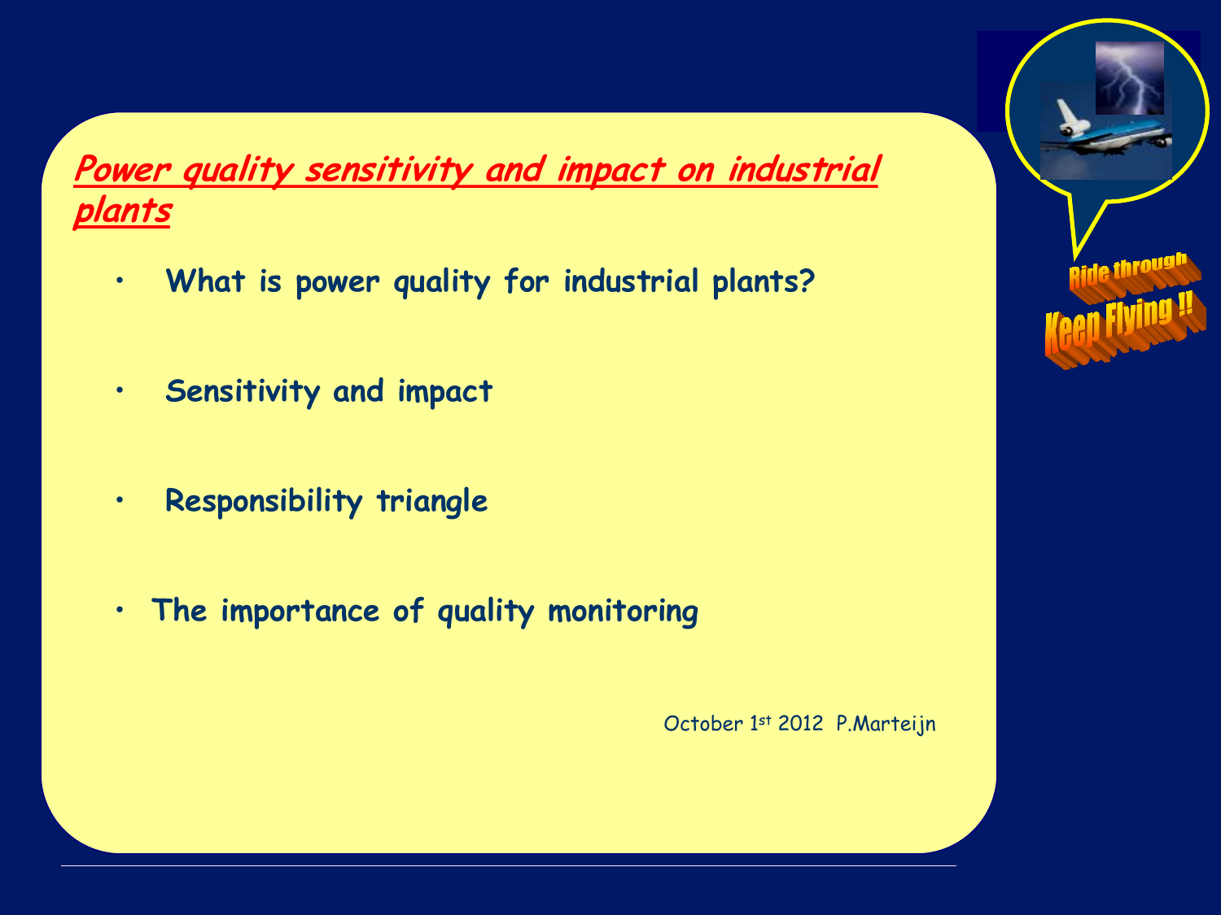# Power quality sensitivity and impact on industrial plants

- **What is power quality for industrial plants?**
- **Sensitivity and impact**
- **Responsibility triangle**
- **The importance of quality monitoring**

October 1st 2012 P.Marteijn

Ride through

Keep Flying !!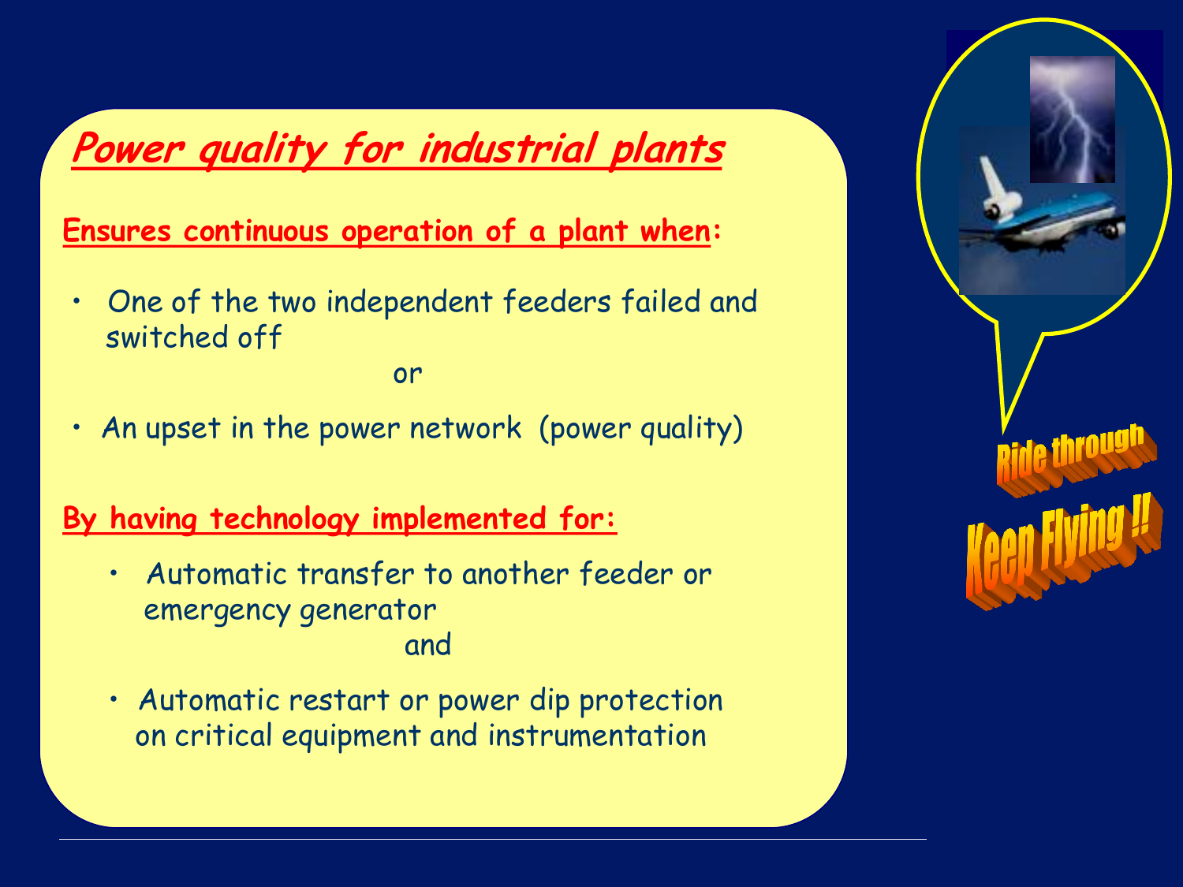# Power quality for industrial plants

**Ensures continuous operation of a plant when:**

- One of the two independent feeders failed and switched off

or

- An upset in the power network (power quality)

**By having technology implemented for:**

- Automatic transfer to another feeder or emergency generator

and

- Automatic restart or power dip protection on critical equipment and instrumentation

Ride through

Keep Flying !!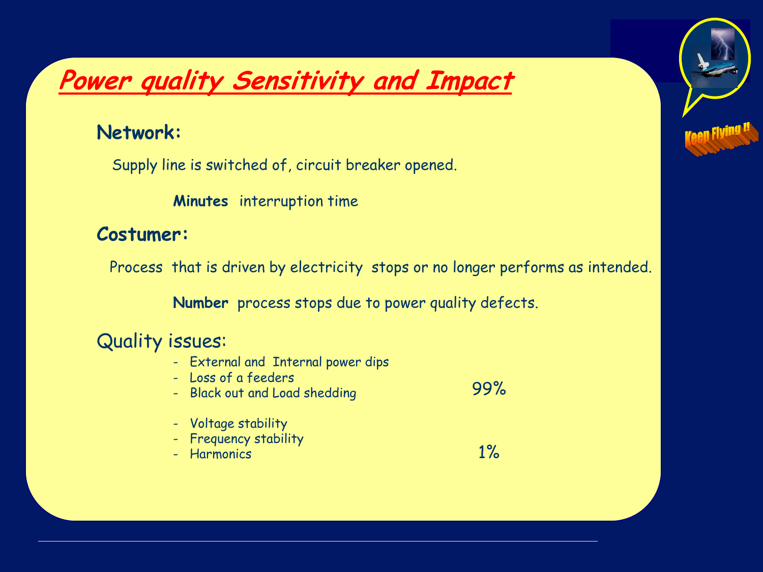# Power quality Sensitivity and Impact

**Network:**

Supply line is switched of, circuit breaker opened.

**Minutes** interruption time

**Costumer:**

Process that is driven by electricity stops or no longer performs as intended.

**Number** process stops due to power quality defects.

Quality issues:

- External and Internal power dips
- Loss of a feeders
- Black out and Load shedding

99%

- Voltage stability
- Frequency stability
- Harmonics

1%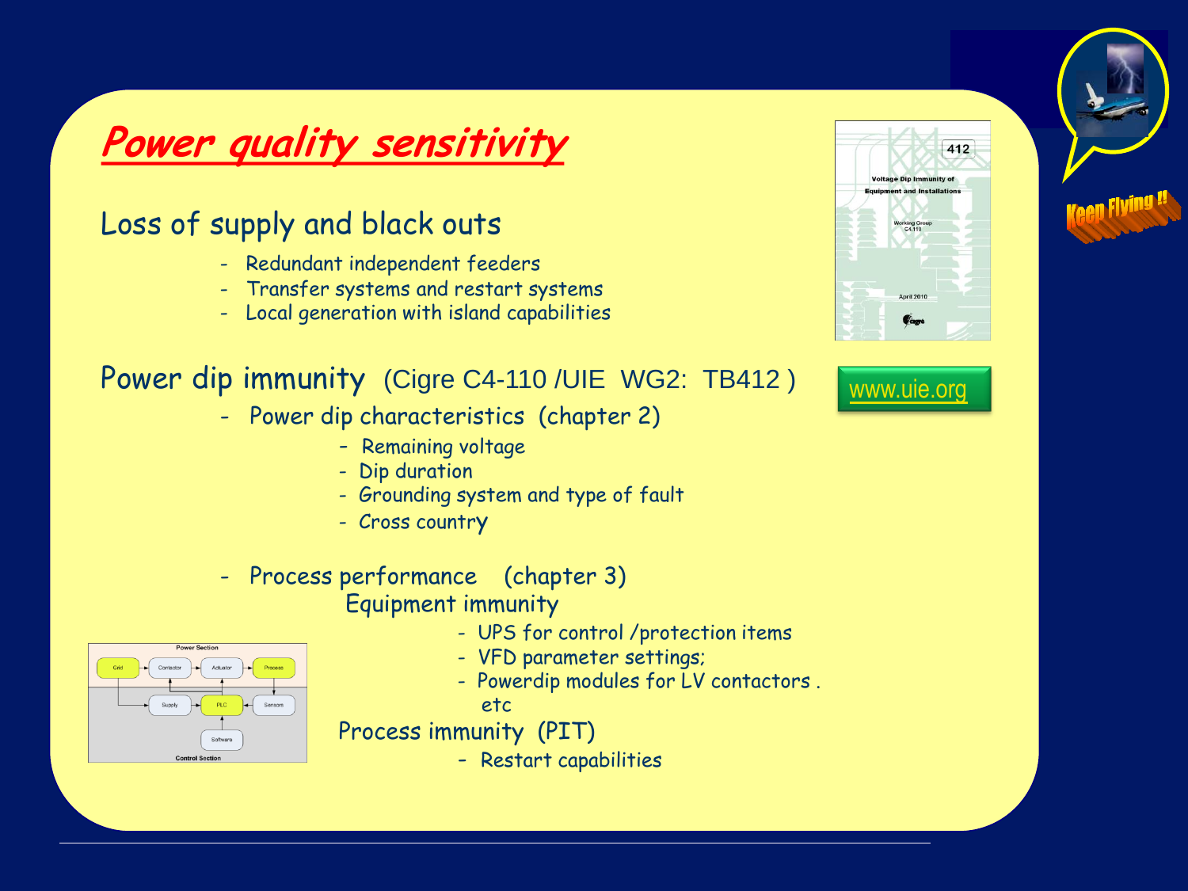# Power quality sensitivity

## Loss of supply and black outs

- Redundant independent feeders
- Transfer systems and restart systems
- Local generation with island capabilities

## Power dip immunity (Cigre C4-110 /UIE WG2: TB412 )

www.uie.org

- Power dip characteristics (chapter 2)
  - Remaining voltage
  - Dip duration
  - Grounding system and type of fault
  - Cross country

- Process performance (chapter 3)

  Equipment immunity
  - UPS for control /protection items
  - VFD parameter settings;
  - Powerdip modules for LV contactors . etc

  Process immunity (PIT)
  - Restart capabilities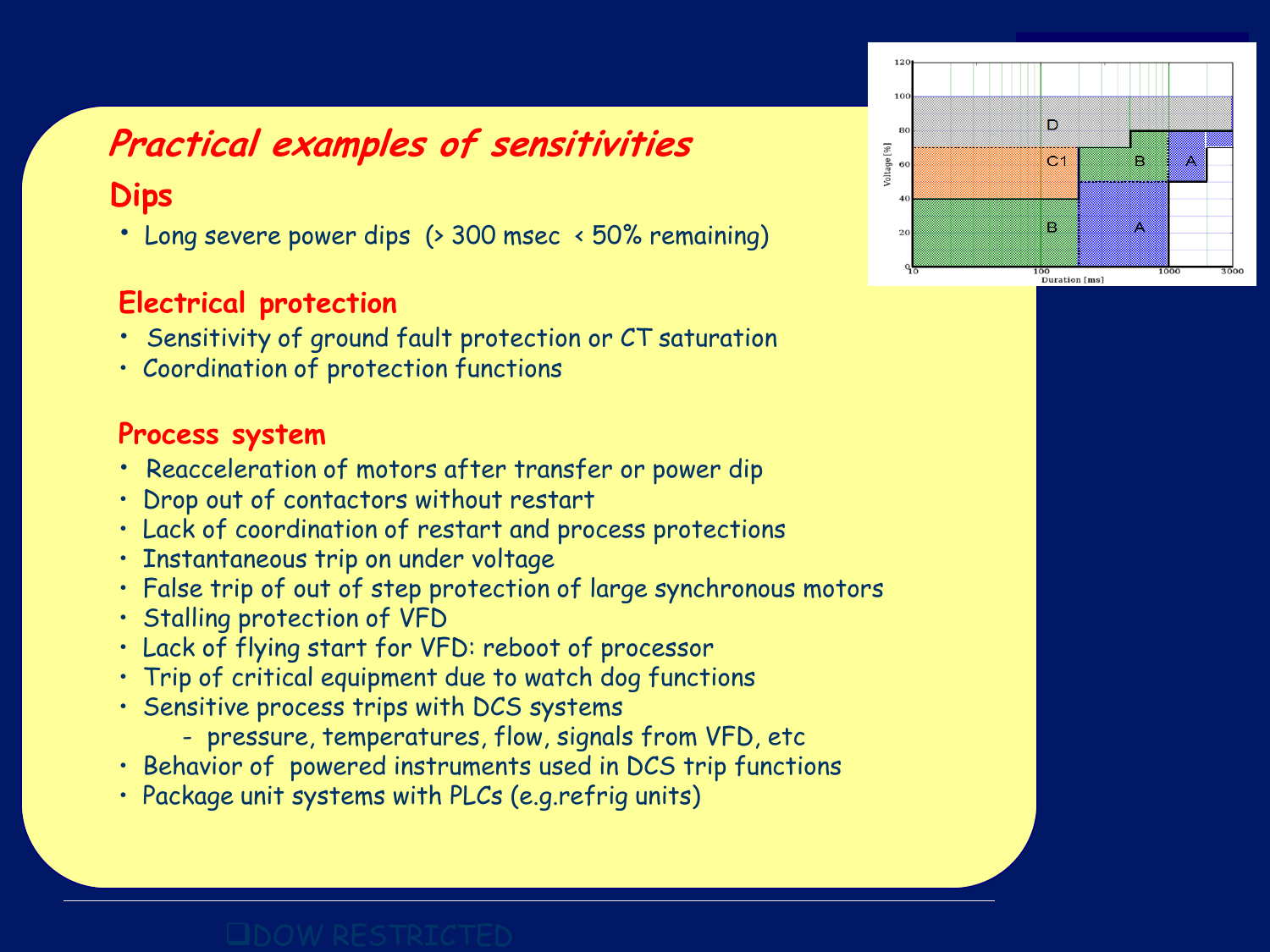## *Practical examples of sensitivities*

### Dips

- Long severe power dips (> 300 msec < 50% remaining)

### Electrical protection

- Sensitivity of ground fault protection or CT saturation
- Coordination of protection functions

### Process system

- Reacceleration of motors after transfer or power dip
- Drop out of contactors without restart
- Lack of coordination of restart and process protections
- Instantaneous trip on under voltage
- False trip of out of step protection of large synchronous motors
- Stalling protection of VFD
- Lack of flying start for VFD: reboot of processor
- Trip of critical equipment due to watch dog functions
- Sensitive process trips with DCS systems
  - pressure, temperatures, flow, signals from VFD, etc
- Behavior of powered instruments used in DCS trip functions
- Package unit systems with PLCs (e.g.refrig units)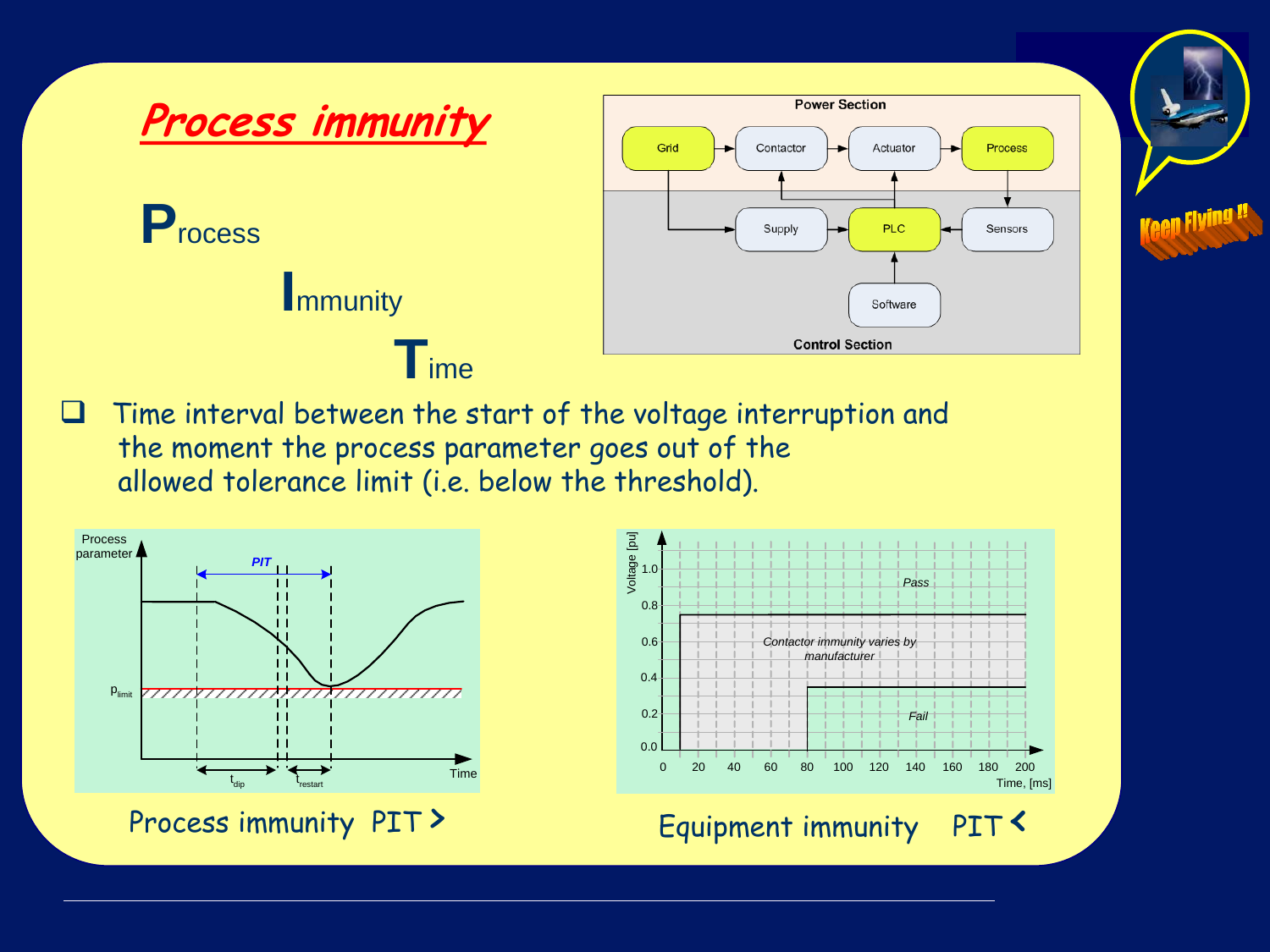# Process immunity

**P**rocess

**I**mmunity

**T**ime

- Time interval between the start of the voltage interruption and the moment the process parameter goes out of the allowed tolerance limit (i.e. below the threshold).

Power Section: Grid → Contactor → Actuator → Process

Control Section: Supply → PLC ← Sensors; Software → PLC

Process parameter; PIT; $p_{limit}$; $t_{dip}$; $t_{restart}$; Time

Voltage [pu]; Pass; Contactor immunity varies by manufacturer; Fail; Time, [ms]

Process immunity PIT >

Equipment immunity PIT <

Keep Flying !!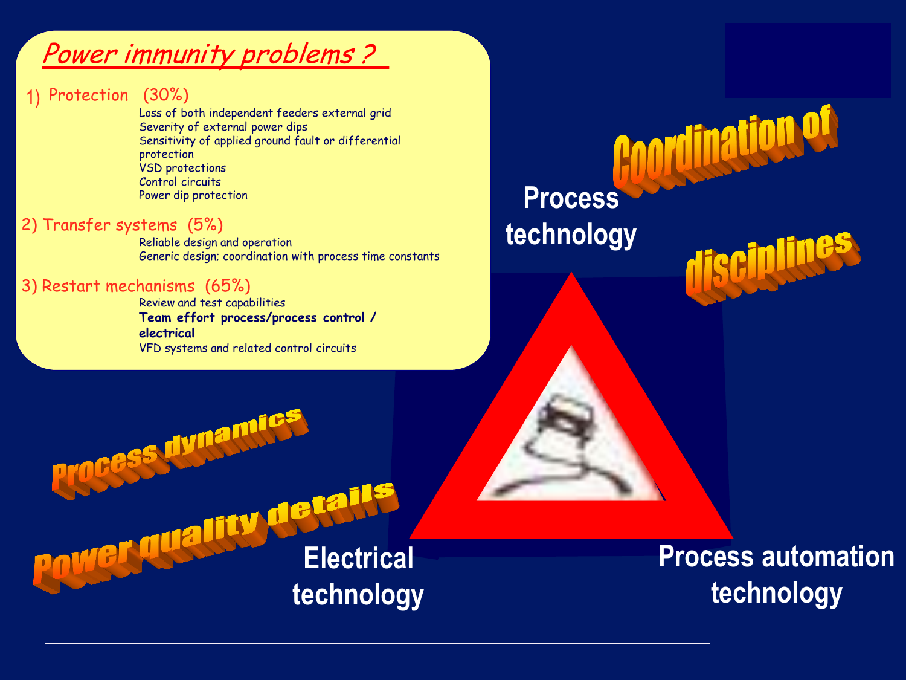# *Power immunity problems ?*

1) Protection (30%)
   - Loss of both independent feeders external grid
   - Severity of external power dips
   - Sensitivity of applied ground fault or differential protection
   - VSD protections
   - Control circuits
   - Power dip protection

2) Transfer systems (5%)
   - Reliable design and operation
   - Generic design; coordination with process time constants

3) Restart mechanisms (65%)
   - Review and test capabilities
   - **Team effort process/process control / electrical**
   - VFD systems and related control circuits

Coordination of disciplines

Process technology

Process dynamics

Power quality details

Electrical technology

Process automation technology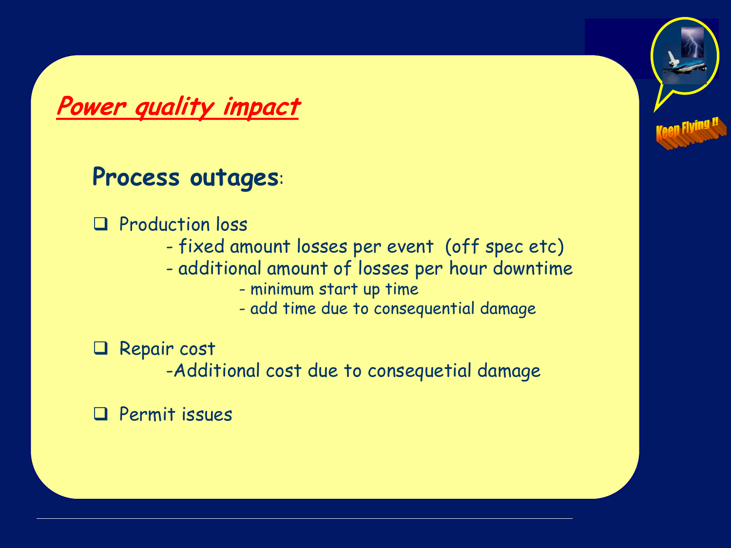## Power quality impact

### Process outages:

- Production loss
  - fixed amount losses per event (off spec etc)
  - additional amount of losses per hour downtime
    - minimum start up time
    - add time due to consequential damage
- Repair cost
  - Additional cost due to consequetial damage
- Permit issues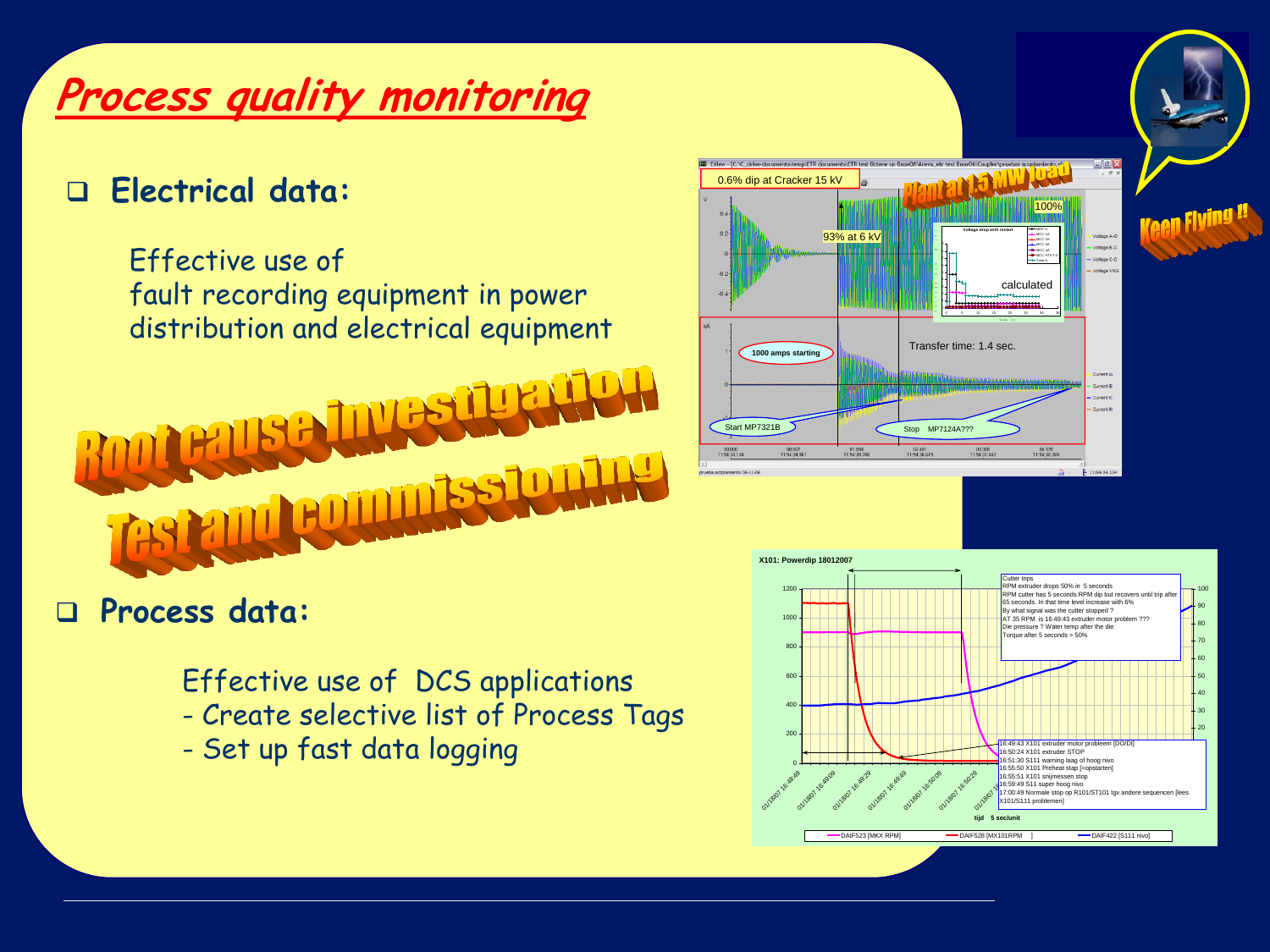# Process quality monitoring

- **Electrical data:**

  Effective use of
  fault recording equipment in power distribution and electrical equipment

Root cause investigation

Test and commissioning

Keep Flying !!

- **Process data:**

  Effective use of DCS applications
  - Create selective list of Process Tags
  - Set up fast data logging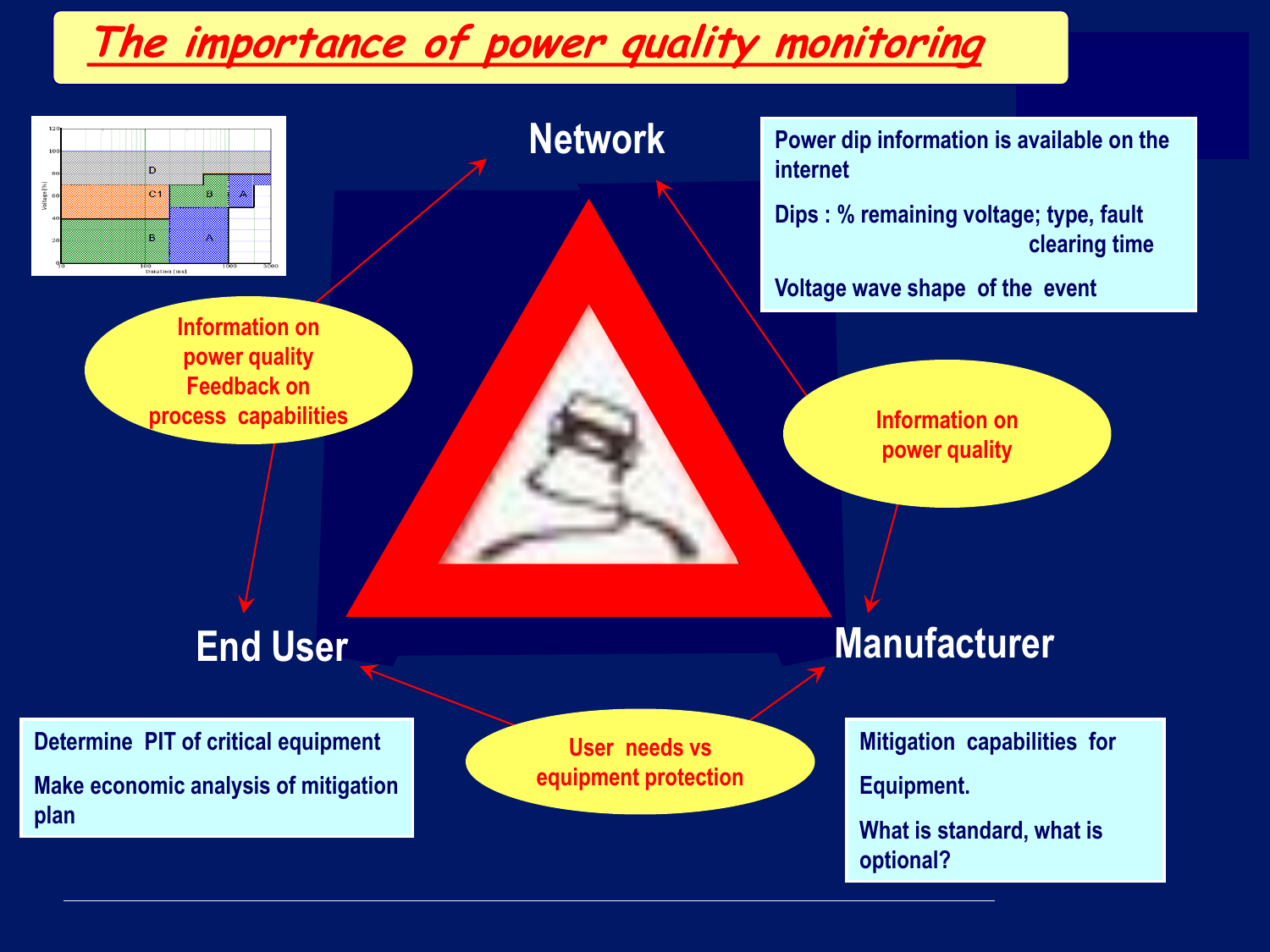# The importance of power quality monitoring

## Network

Power dip information is available on the internet

Dips : % remaining voltage; type, fault clearing time

Voltage wave shape of the event

Information on power quality
Feedback on process capabilities

Information on power quality

## End User

Determine PIT of critical equipment

Make economic analysis of mitigation plan

User needs vs equipment protection

## Manufacturer

Mitigation capabilities for

Equipment.

What is standard, what is optional?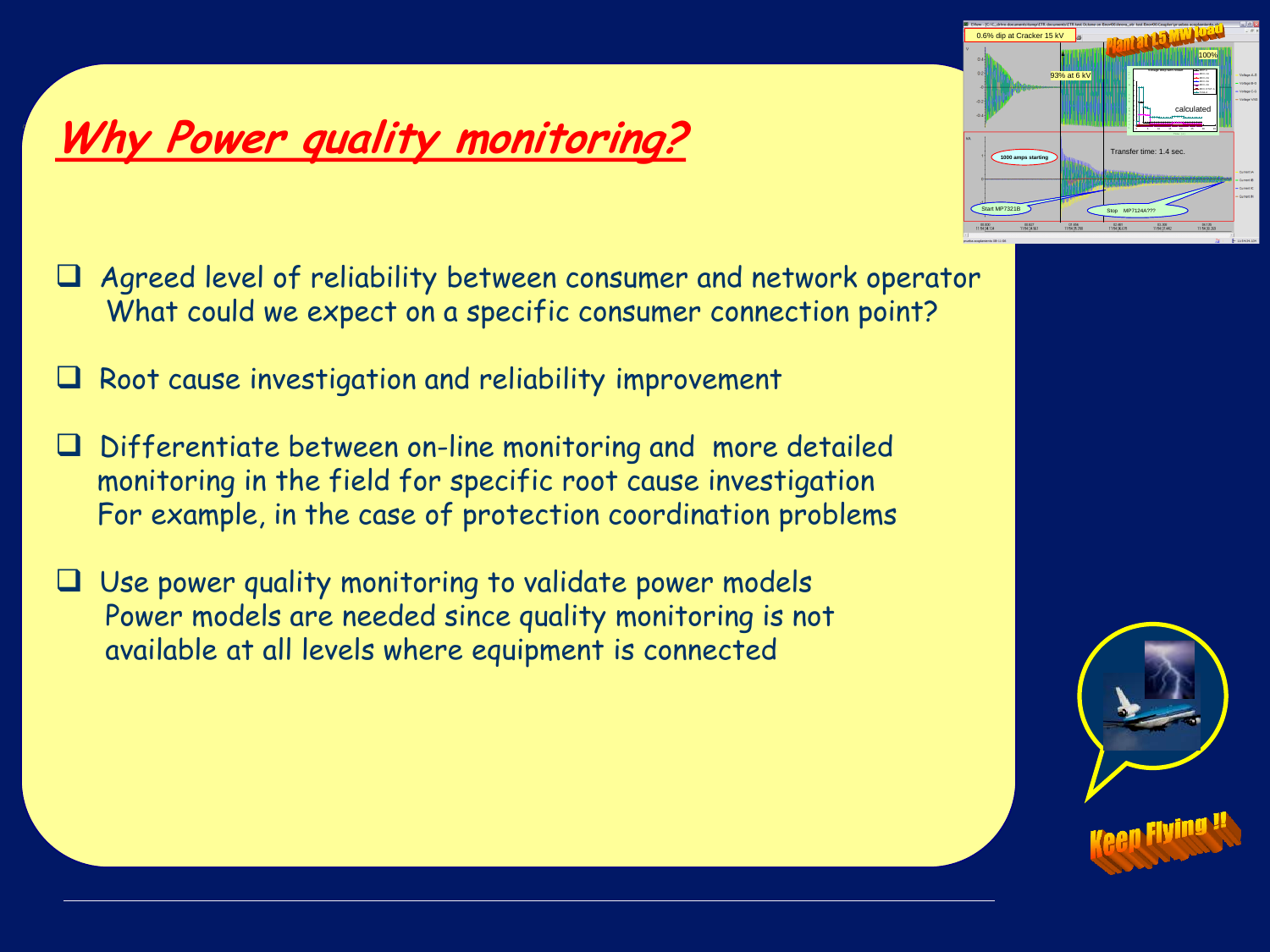# Why Power quality monitoring?

- Agreed level of reliability between consumer and network operator
  What could we expect on a specific consumer connection point?

- Root cause investigation and reliability improvement

- Differentiate between on-line monitoring and more detailed monitoring in the field for specific root cause investigation
  For example, in the case of protection coordination problems

- Use power quality monitoring to validate power models
  Power models are needed since quality monitoring is not available at all levels where equipment is connected

Keep Flying !!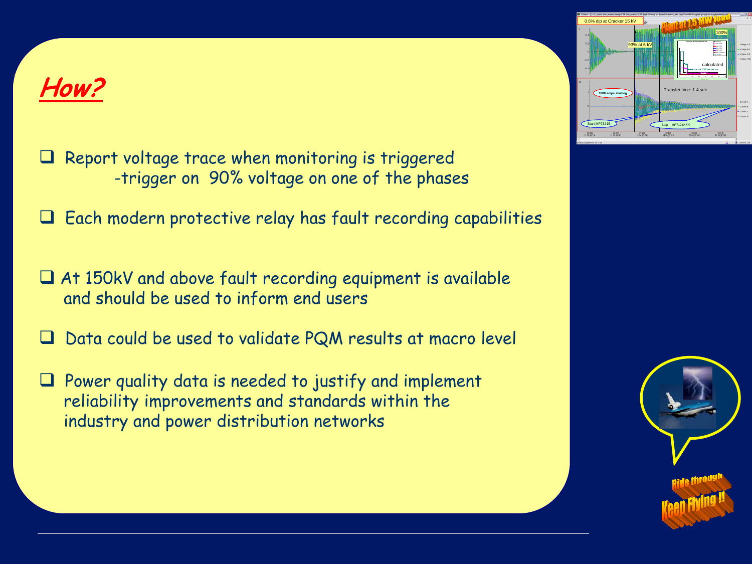# How?

- Report voltage trace when monitoring is triggered
  -trigger on 90% voltage on one of the phases
- Each modern protective relay has fault recording capabilities
- At 150kV and above fault recording equipment is available and should be used to inform end users
- Data could be used to validate PQM results at macro level
- Power quality data is needed to justify and implement reliability improvements and standards within the industry and power distribution networks

0.6% dip at Cracker 15 kV

Plant at 1.5 MW load

100%

93% at 6 kV

calculated

1000 amps starting

Transfer time: 1.4 sec.

Start MP7321B

Stop MP7124A???

Ride through

Keep Flying !!